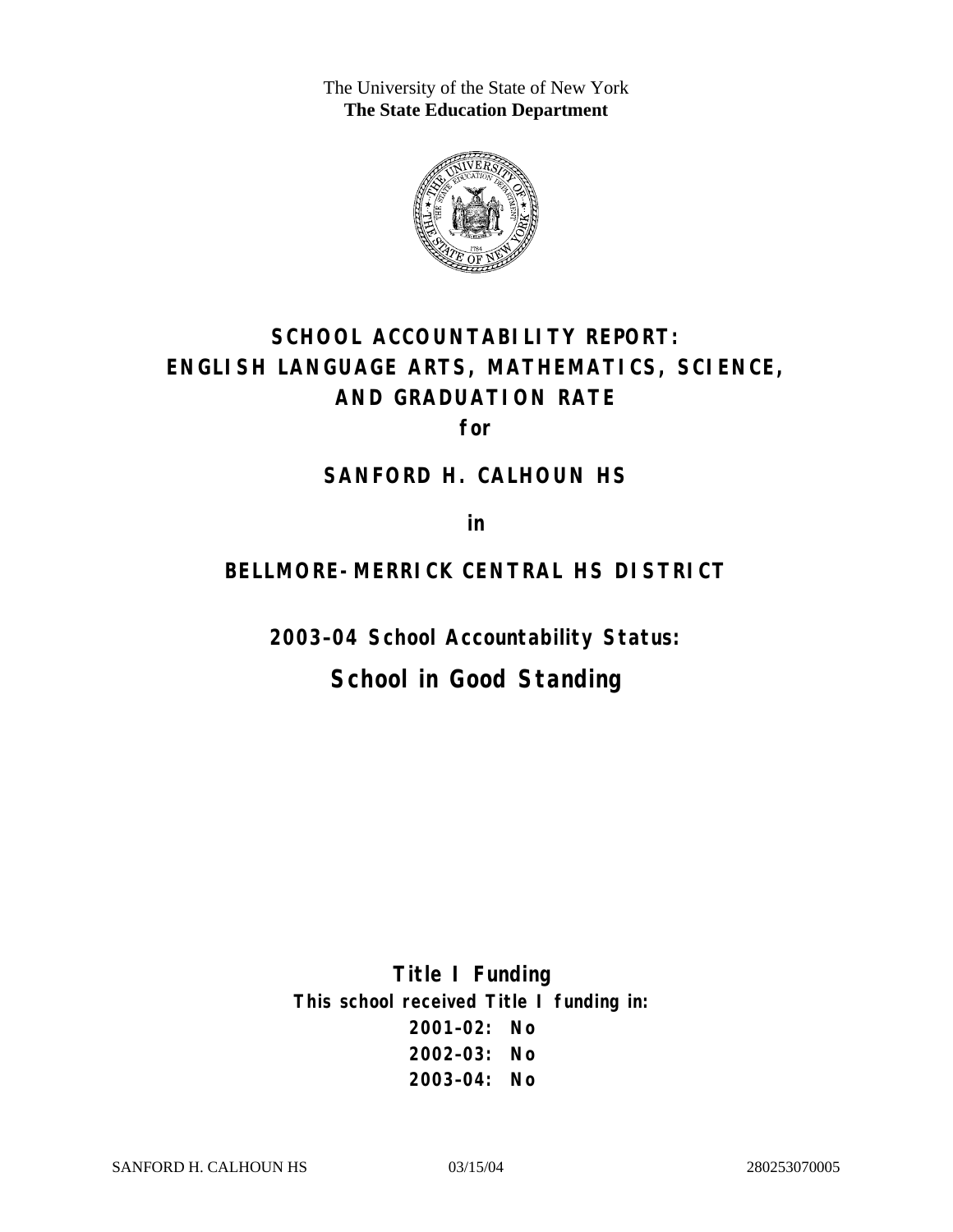The University of the State of New York
**The State Education Department**

# SCHOOL ACCOUNTABILITY REPORT: ENGLISH LANGUAGE ARTS, MATHEMATICS, SCIENCE, AND GRADUATION RATE

**for**

## SANFORD H. CALHOUN HS

**in**

## BELLMORE-MERRICK CENTRAL HS DISTRICT

**2003–04 School Accountability Status:**

## School in Good Standing

**Title I Funding**

**This school received Title I funding in:**

**2001–02: No**
**2002–03: No**
**2003–04: No**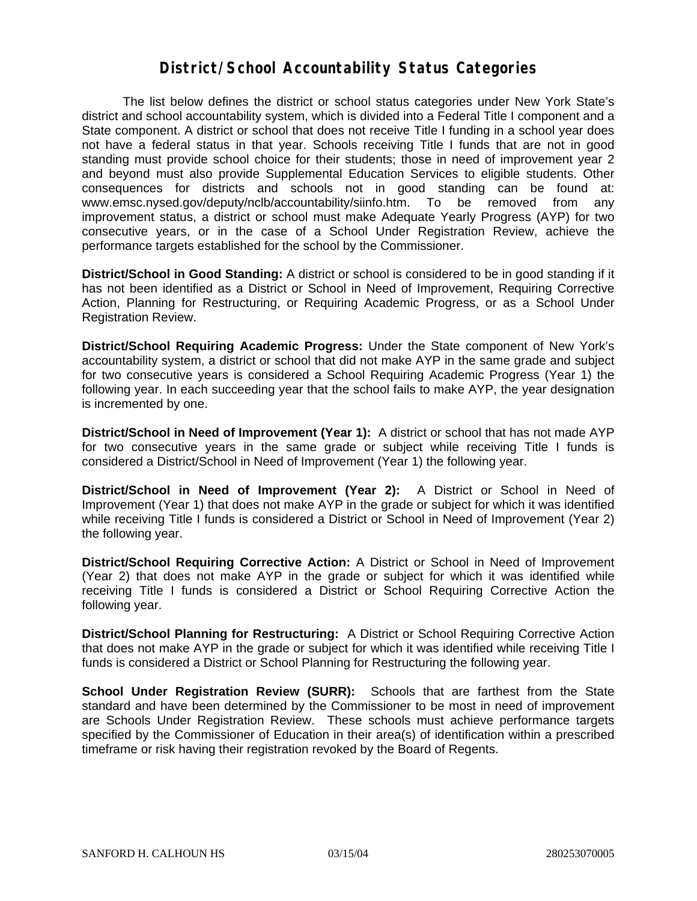# District/School Accountability Status Categories

The list below defines the district or school status categories under New York State's district and school accountability system, which is divided into a Federal Title I component and a State component. A district or school that does not receive Title I funding in a school year does not have a federal status in that year. Schools receiving Title I funds that are not in good standing must provide school choice for their students; those in need of improvement year 2 and beyond must also provide Supplemental Education Services to eligible students. Other consequences for districts and schools not in good standing can be found at: www.emsc.nysed.gov/deputy/nclb/accountability/siinfo.htm. To be removed from any improvement status, a district or school must make Adequate Yearly Progress (AYP) for two consecutive years, or in the case of a School Under Registration Review, achieve the performance targets established for the school by the Commissioner.

**District/School in Good Standing:** A district or school is considered to be in good standing if it has not been identified as a District or School in Need of Improvement, Requiring Corrective Action, Planning for Restructuring, or Requiring Academic Progress, or as a School Under Registration Review.

**District/School Requiring Academic Progress:** Under the State component of New York's accountability system, a district or school that did not make AYP in the same grade and subject for two consecutive years is considered a School Requiring Academic Progress (Year 1) the following year. In each succeeding year that the school fails to make AYP, the year designation is incremented by one.

**District/School in Need of Improvement (Year 1):** A district or school that has not made AYP for two consecutive years in the same grade or subject while receiving Title I funds is considered a District/School in Need of Improvement (Year 1) the following year.

**District/School in Need of Improvement (Year 2):** A District or School in Need of Improvement (Year 1) that does not make AYP in the grade or subject for which it was identified while receiving Title I funds is considered a District or School in Need of Improvement (Year 2) the following year.

**District/School Requiring Corrective Action:** A District or School in Need of Improvement (Year 2) that does not make AYP in the grade or subject for which it was identified while receiving Title I funds is considered a District or School Requiring Corrective Action the following year.

**District/School Planning for Restructuring:** A District or School Requiring Corrective Action that does not make AYP in the grade or subject for which it was identified while receiving Title I funds is considered a District or School Planning for Restructuring the following year.

**School Under Registration Review (SURR):** Schools that are farthest from the State standard and have been determined by the Commissioner to be most in need of improvement are Schools Under Registration Review. These schools must achieve performance targets specified by the Commissioner of Education in their area(s) of identification within a prescribed timeframe or risk having their registration revoked by the Board of Regents.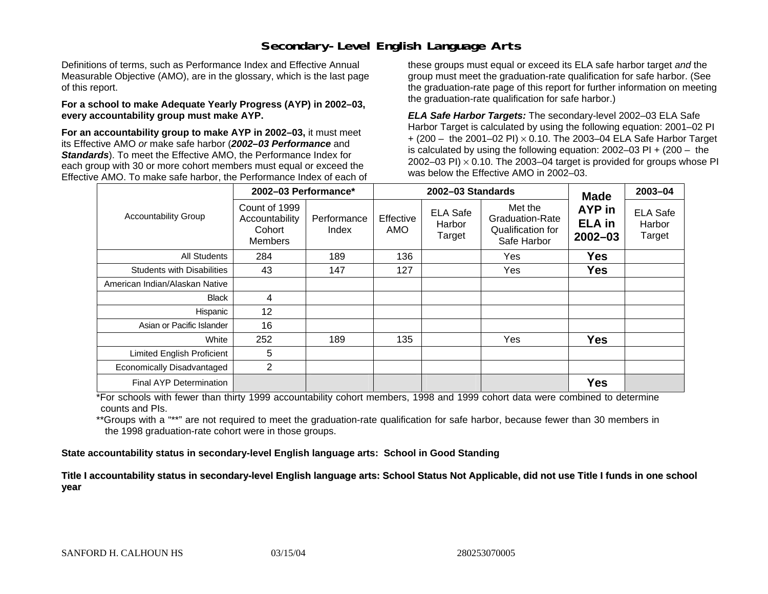# Secondary-Level English Language Arts

Definitions of terms, such as Performance Index and Effective Annual Measurable Objective (AMO), are in the glossary, which is the last page of this report.

**For a school to make Adequate Yearly Progress (AYP) in 2002–03, every accountability group must make AYP.**

**For an accountability group to make AYP in 2002–03,** it must meet its Effective AMO *or* make safe harbor (***2002–03 Performance*** and ***Standards***). To meet the Effective AMO, the Performance Index for each group with 30 or more cohort members must equal or exceed the Effective AMO. To make safe harbor, the Performance Index of each of these groups must equal or exceed its ELA safe harbor target *and* the group must meet the graduation-rate qualification for safe harbor. (See the graduation-rate page of this report for further information on meeting the graduation-rate qualification for safe harbor.)

***ELA Safe Harbor Targets:*** The secondary-level 2002–03 ELA Safe Harbor Target is calculated by using the following equation: 2001–02 PI + (200 – the 2001–02 PI) × 0.10. The 2003–04 ELA Safe Harbor Target is calculated by using the following equation: 2002–03 PI + (200 – the 2002–03 PI) × 0.10. The 2003–04 target is provided for groups whose PI was below the Effective AMO in 2002–03.

| Accountability Group | 2002–03 Performance* | | 2002–03 Standards | | | Made AYP in ELA in 2002–03 | 2003–04 |
|---|---|---|---|---|---|---|---|
| | Count of 1999 Accountability Cohort Members | Performance Index | Effective AMO | ELA Safe Harbor Target | Met the Graduation-Rate Qualification for Safe Harbor | | ELA Safe Harbor Target |
| All Students | 284 | 189 | 136 | | Yes | **Yes** | |
| Students with Disabilities | 43 | 147 | 127 | | Yes | **Yes** | |
| American Indian/Alaskan Native | | | | | | | |
| Black | 4 | | | | | | |
| Hispanic | 12 | | | | | | |
| Asian or Pacific Islander | 16 | | | | | | |
| White | 252 | 189 | 135 | | Yes | **Yes** | |
| Limited English Proficient | 5 | | | | | | |
| Economically Disadvantaged | 2 | | | | | | |
| Final AYP Determination | | | | | | **Yes** | |

*For schools with fewer than thirty 1999 accountability cohort members, 1998 and 1999 cohort data were combined to determine counts and PIs.

**Groups with a "**" are not required to meet the graduation-rate qualification for safe harbor, because fewer than 30 members in the 1998 graduation-rate cohort were in those groups.

**State accountability status in secondary-level English language arts: School in Good Standing**

**Title I accountability status in secondary-level English language arts: School Status Not Applicable, did not use Title I funds in one school year**

SANFORD H. CALHOUN HS 03/15/04 280253070005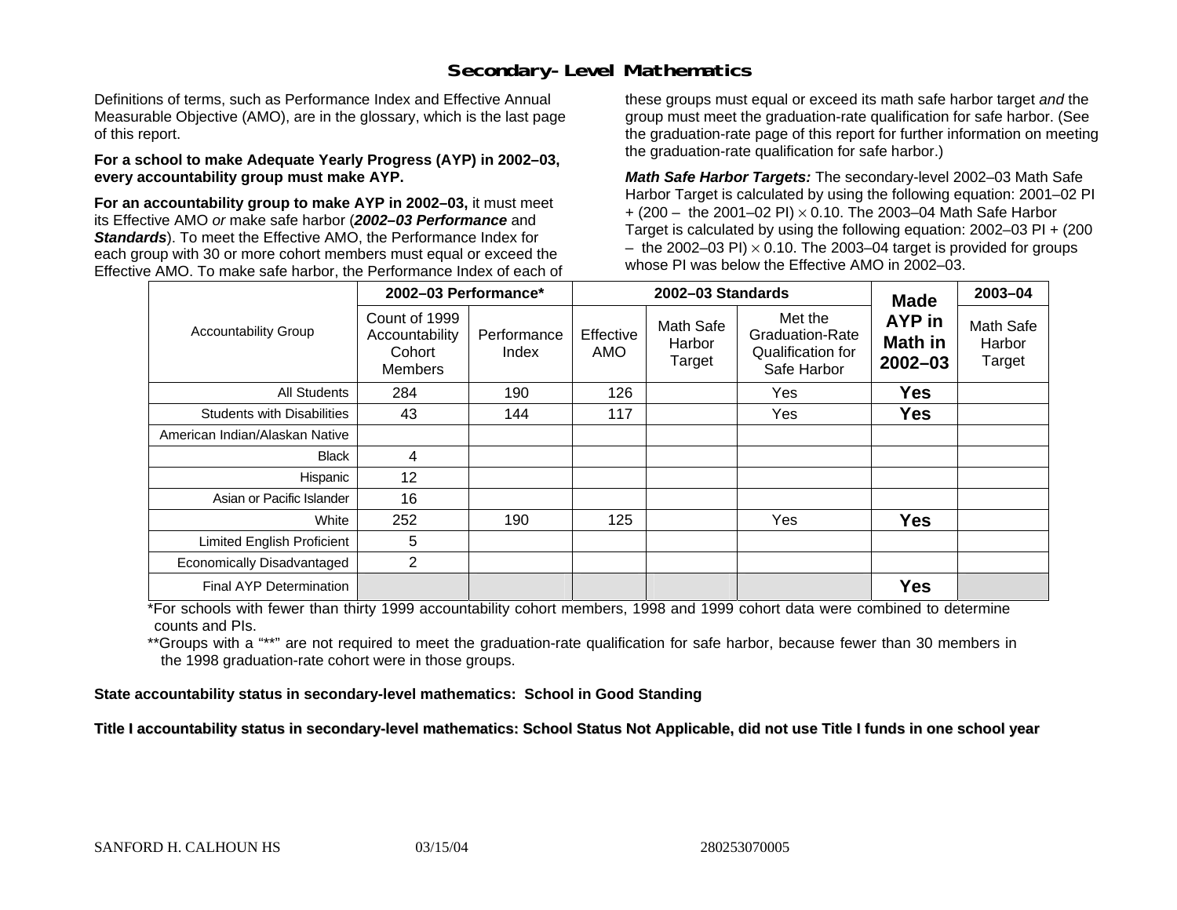# Secondary-Level Mathematics

Definitions of terms, such as Performance Index and Effective Annual Measurable Objective (AMO), are in the glossary, which is the last page of this report.

**For a school to make Adequate Yearly Progress (AYP) in 2002–03, every accountability group must make AYP.**

**For an accountability group to make AYP in 2002–03,** it must meet its Effective AMO *or* make safe harbor (***2002–03 Performance*** and ***Standards***). To meet the Effective AMO, the Performance Index for each group with 30 or more cohort members must equal or exceed the Effective AMO. To make safe harbor, the Performance Index of each of these groups must equal or exceed its math safe harbor target *and* the group must meet the graduation-rate qualification for safe harbor. (See the graduation-rate page of this report for further information on meeting the graduation-rate qualification for safe harbor.)

***Math Safe Harbor Targets:*** The secondary-level 2002–03 Math Safe Harbor Target is calculated by using the following equation: 2001–02 PI + (200 – the 2001–02 PI) $\times$ 0.10. The 2003–04 Math Safe Harbor Target is calculated by using the following equation: 2002–03 PI + (200 – the 2002–03 PI) $\times$ 0.10. The 2003–04 target is provided for groups whose PI was below the Effective AMO in 2002–03.

| Accountability Group | 2002–03 Performance* | | 2002–03 Standards | | | Made AYP in Math in 2002–03 | 2003–04 |
|---|---|---|---|---|---|---|---|
| | Count of 1999 Accountability Cohort Members | Performance Index | Effective AMO | Math Safe Harbor Target | Met the Graduation-Rate Qualification for Safe Harbor | | Math Safe Harbor Target |
| All Students | 284 | 190 | 126 | | Yes | **Yes** | |
| Students with Disabilities | 43 | 144 | 117 | | Yes | **Yes** | |
| American Indian/Alaskan Native | | | | | | | |
| Black | 4 | | | | | | |
| Hispanic | 12 | | | | | | |
| Asian or Pacific Islander | 16 | | | | | | |
| White | 252 | 190 | 125 | | Yes | **Yes** | |
| Limited English Proficient | 5 | | | | | | |
| Economically Disadvantaged | 2 | | | | | | |
| Final AYP Determination | | | | | | **Yes** | |

*For schools with fewer than thirty 1999 accountability cohort members, 1998 and 1999 cohort data were combined to determine counts and PIs.

**Groups with a "**" are not required to meet the graduation-rate qualification for safe harbor, because fewer than 30 members in the 1998 graduation-rate cohort were in those groups.

**State accountability status in secondary-level mathematics: School in Good Standing**

**Title I accountability status in secondary-level mathematics: School Status Not Applicable, did not use Title I funds in one school year**

SANFORD H. CALHOUN HS 03/15/04 280253070005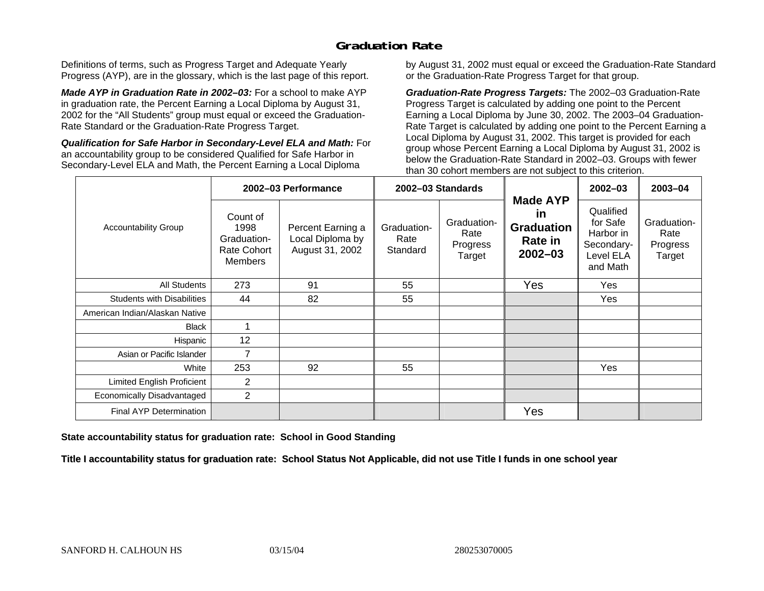## Graduation Rate

Definitions of terms, such as Progress Target and Adequate Yearly Progress (AYP), are in the glossary, which is the last page of this report.

***Made AYP in Graduation Rate in 2002–03:*** For a school to make AYP in graduation rate, the Percent Earning a Local Diploma by August 31, 2002 for the "All Students" group must equal or exceed the Graduation-Rate Standard or the Graduation-Rate Progress Target.

***Qualification for Safe Harbor in Secondary-Level ELA and Math:*** For an accountability group to be considered Qualified for Safe Harbor in Secondary-Level ELA and Math, the Percent Earning a Local Diploma by August 31, 2002 must equal or exceed the Graduation-Rate Standard or the Graduation-Rate Progress Target for that group.

***Graduation-Rate Progress Targets:*** The 2002–03 Graduation-Rate Progress Target is calculated by adding one point to the Percent Earning a Local Diploma by June 30, 2002. The 2003–04 Graduation-Rate Target is calculated by adding one point to the Percent Earning a Local Diploma by August 31, 2002. This target is provided for each group whose Percent Earning a Local Diploma by August 31, 2002 is below the Graduation-Rate Standard in 2002–03. Groups with fewer than 30 cohort members are not subject to this criterion.

| Accountability Group | 2002–03 Performance | | 2002–03 Standards | | Made AYP in Graduation Rate in 2002–03 | 2002–03 | 2003–04 |
|---|---|---|---|---|---|---|---|
| | Count of 1998 Graduation-Rate Cohort Members | Percent Earning a Local Diploma by August 31, 2002 | Graduation-Rate Standard | Graduation-Rate Progress Target | | Qualified for Safe Harbor in Secondary-Level ELA and Math | Graduation-Rate Progress Target |
| All Students | 273 | 91 | 55 | | Yes | Yes | |
| Students with Disabilities | 44 | 82 | 55 | | | Yes | |
| American Indian/Alaskan Native | | | | | | | |
| Black | 1 | | | | | | |
| Hispanic | 12 | | | | | | |
| Asian or Pacific Islander | 7 | | | | | | |
| White | 253 | 92 | 55 | | | Yes | |
| Limited English Proficient | 2 | | | | | | |
| Economically Disadvantaged | 2 | | | | | | |
| Final AYP Determination | | | | | Yes | | |

**State accountability status for graduation rate: School in Good Standing**

**Title I accountability status for graduation rate: School Status Not Applicable, did not use Title I funds in one school year**

SANFORD H. CALHOUN HS 03/15/04 280253070005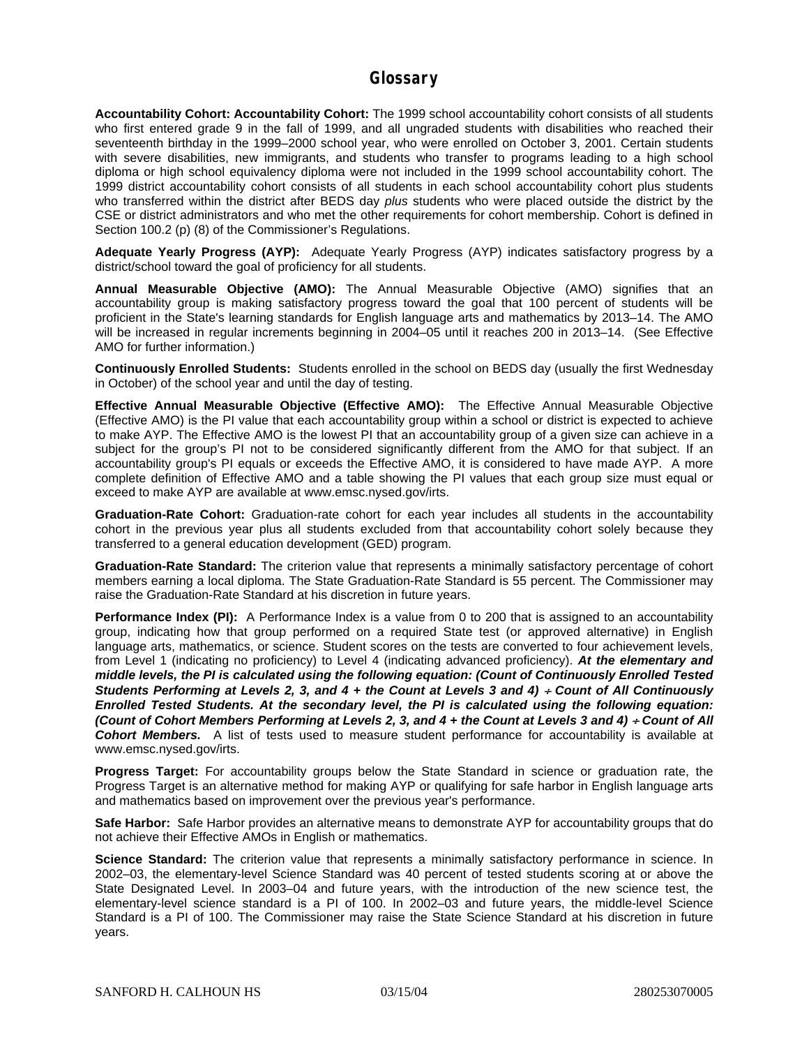# Glossary

**Accountability Cohort: Accountability Cohort:** The 1999 school accountability cohort consists of all students who first entered grade 9 in the fall of 1999, and all ungraded students with disabilities who reached their seventeenth birthday in the 1999–2000 school year, who were enrolled on October 3, 2001. Certain students with severe disabilities, new immigrants, and students who transfer to programs leading to a high school diploma or high school equivalency diploma were not included in the 1999 school accountability cohort. The 1999 district accountability cohort consists of all students in each school accountability cohort plus students who transferred within the district after BEDS day *plus* students who were placed outside the district by the CSE or district administrators and who met the other requirements for cohort membership. Cohort is defined in Section 100.2 (p) (8) of the Commissioner's Regulations.

**Adequate Yearly Progress (AYP):** Adequate Yearly Progress (AYP) indicates satisfactory progress by a district/school toward the goal of proficiency for all students.

**Annual Measurable Objective (AMO):** The Annual Measurable Objective (AMO) signifies that an accountability group is making satisfactory progress toward the goal that 100 percent of students will be proficient in the State's learning standards for English language arts and mathematics by 2013–14. The AMO will be increased in regular increments beginning in 2004–05 until it reaches 200 in 2013–14. (See Effective AMO for further information.)

**Continuously Enrolled Students:** Students enrolled in the school on BEDS day (usually the first Wednesday in October) of the school year and until the day of testing.

**Effective Annual Measurable Objective (Effective AMO):** The Effective Annual Measurable Objective (Effective AMO) is the PI value that each accountability group within a school or district is expected to achieve to make AYP. The Effective AMO is the lowest PI that an accountability group of a given size can achieve in a subject for the group's PI not to be considered significantly different from the AMO for that subject. If an accountability group's PI equals or exceeds the Effective AMO, it is considered to have made AYP. A more complete definition of Effective AMO and a table showing the PI values that each group size must equal or exceed to make AYP are available at www.emsc.nysed.gov/irts.

**Graduation-Rate Cohort:** Graduation-rate cohort for each year includes all students in the accountability cohort in the previous year plus all students excluded from that accountability cohort solely because they transferred to a general education development (GED) program.

**Graduation-Rate Standard:** The criterion value that represents a minimally satisfactory percentage of cohort members earning a local diploma. The State Graduation-Rate Standard is 55 percent. The Commissioner may raise the Graduation-Rate Standard at his discretion in future years.

**Performance Index (PI):** A Performance Index is a value from 0 to 200 that is assigned to an accountability group, indicating how that group performed on a required State test (or approved alternative) in English language arts, mathematics, or science. Student scores on the tests are converted to four achievement levels, from Level 1 (indicating no proficiency) to Level 4 (indicating advanced proficiency). ***At the elementary and middle levels, the PI is calculated using the following equation: (Count of Continuously Enrolled Tested Students Performing at Levels 2, 3, and 4 + the Count at Levels 3 and 4) ÷ Count of All Continuously Enrolled Tested Students. At the secondary level, the PI is calculated using the following equation: (Count of Cohort Members Performing at Levels 2, 3, and 4 + the Count at Levels 3 and 4) ÷ Count of All Cohort Members.*** A list of tests used to measure student performance for accountability is available at www.emsc.nysed.gov/irts.

**Progress Target:** For accountability groups below the State Standard in science or graduation rate, the Progress Target is an alternative method for making AYP or qualifying for safe harbor in English language arts and mathematics based on improvement over the previous year's performance.

**Safe Harbor:** Safe Harbor provides an alternative means to demonstrate AYP for accountability groups that do not achieve their Effective AMOs in English or mathematics.

**Science Standard:** The criterion value that represents a minimally satisfactory performance in science. In 2002–03, the elementary-level Science Standard was 40 percent of tested students scoring at or above the State Designated Level. In 2003–04 and future years, with the introduction of the new science test, the elementary-level science standard is a PI of 100. In 2002–03 and future years, the middle-level Science Standard is a PI of 100. The Commissioner may raise the State Science Standard at his discretion in future years.